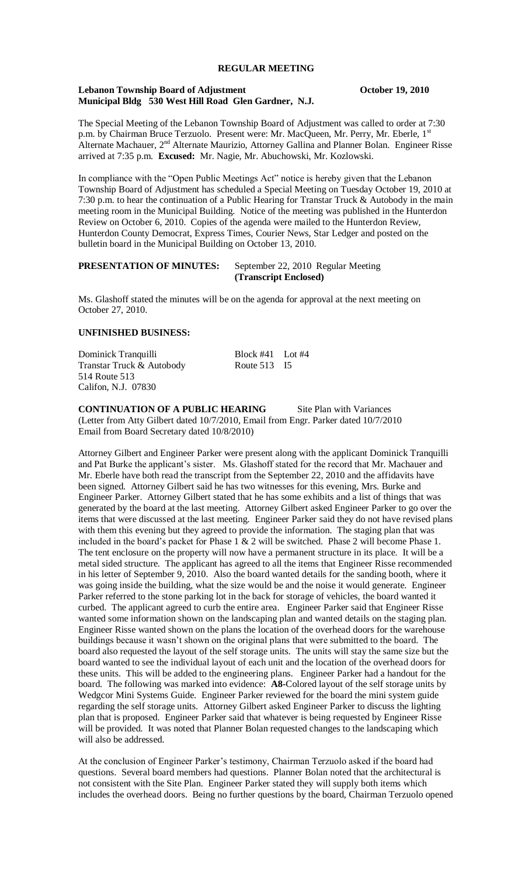# REGULAR MEETING

**Lebanon Township Board of Adjustment** **October 19, 2010**
**Municipal Bldg 530 West Hill Road Glen Gardner, N.J.**

The Special Meeting of the Lebanon Township Board of Adjustment was called to order at 7:30 p.m. by Chairman Bruce Terzuolo. Present were: Mr. MacQueen, Mr. Perry, Mr. Eberle, 1st Alternate Machauer, 2nd Alternate Maurizio, Attorney Gallina and Planner Bolan. Engineer Risse arrived at 7:35 p.m. **Excused:** Mr. Nagie, Mr. Abuchowski, Mr. Kozlowski.

In compliance with the "Open Public Meetings Act" notice is hereby given that the Lebanon Township Board of Adjustment has scheduled a Special Meeting on Tuesday October 19, 2010 at 7:30 p.m. to hear the continuation of a Public Hearing for Transtar Truck & Autobody in the main meeting room in the Municipal Building. Notice of the meeting was published in the Hunterdon Review on October 6, 2010. Copies of the agenda were mailed to the Hunterdon Review, Hunterdon County Democrat, Express Times, Courier News, Star Ledger and posted on the bulletin board in the Municipal Building on October 13, 2010.

**PRESENTATION OF MINUTES:** September 22, 2010 Regular Meeting
**(Transcript Enclosed)**

Ms. Glashoff stated the minutes will be on the agenda for approval at the next meeting on October 27, 2010.

## UNFINISHED BUSINESS:

Dominick Tranquilli  Block #41 Lot #4
Transtar Truck & Autobody  Route 513 I5
514 Route 513
Califon, N.J. 07830

**CONTINUATION OF A PUBLIC HEARING** Site Plan with Variances
(Letter from Atty Gilbert dated 10/7/2010, Email from Engr. Parker dated 10/7/2010 Email from Board Secretary dated 10/8/2010)

Attorney Gilbert and Engineer Parker were present along with the applicant Dominick Tranquilli and Pat Burke the applicant's sister. Ms. Glashoff stated for the record that Mr. Machauer and Mr. Eberle have both read the transcript from the September 22, 2010 and the affidavits have been signed. Attorney Gilbert said he has two witnesses for this evening, Mrs. Burke and Engineer Parker. Attorney Gilbert stated that he has some exhibits and a list of things that was generated by the board at the last meeting. Attorney Gilbert asked Engineer Parker to go over the items that were discussed at the last meeting. Engineer Parker said they do not have revised plans with them this evening but they agreed to provide the information. The staging plan that was included in the board's packet for Phase 1 & 2 will be switched. Phase 2 will become Phase 1. The tent enclosure on the property will now have a permanent structure in its place. It will be a metal sided structure. The applicant has agreed to all the items that Engineer Risse recommended in his letter of September 9, 2010. Also the board wanted details for the sanding booth, where it was going inside the building, what the size would be and the noise it would generate. Engineer Parker referred to the stone parking lot in the back for storage of vehicles, the board wanted it curbed. The applicant agreed to curb the entire area. Engineer Parker said that Engineer Risse wanted some information shown on the landscaping plan and wanted details on the staging plan. Engineer Risse wanted shown on the plans the location of the overhead doors for the warehouse buildings because it wasn't shown on the original plans that were submitted to the board. The board also requested the layout of the self storage units. The units will stay the same size but the board wanted to see the individual layout of each unit and the location of the overhead doors for these units. This will be added to the engineering plans. Engineer Parker had a handout for the board. The following was marked into evidence: **A8-**Colored layout of the self storage units by Wedgcor Mini Systems Guide. Engineer Parker reviewed for the board the mini system guide regarding the self storage units. Attorney Gilbert asked Engineer Parker to discuss the lighting plan that is proposed. Engineer Parker said that whatever is being requested by Engineer Risse will be provided. It was noted that Planner Bolan requested changes to the landscaping which will also be addressed.

At the conclusion of Engineer Parker's testimony, Chairman Terzuolo asked if the board had questions. Several board members had questions. Planner Bolan noted that the architectural is not consistent with the Site Plan. Engineer Parker stated they will supply both items which includes the overhead doors. Being no further questions by the board, Chairman Terzuolo opened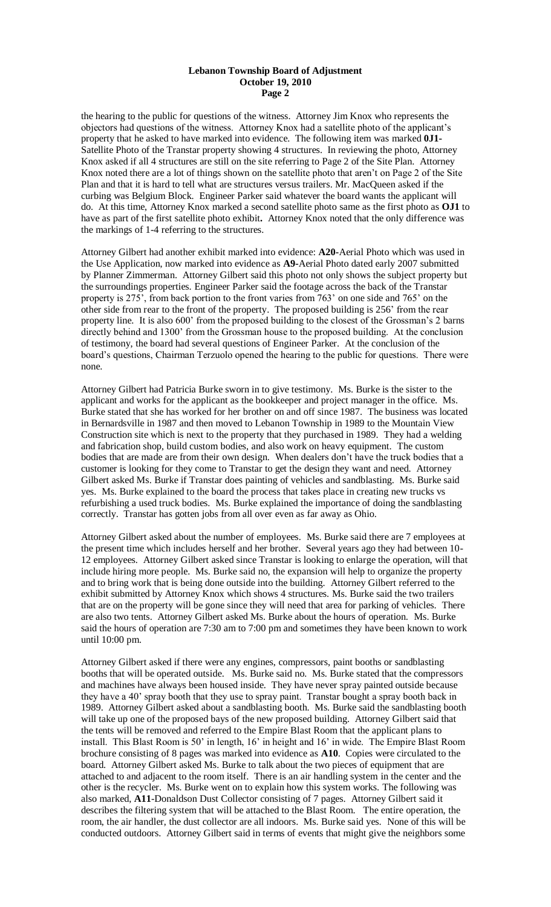the hearing to the public for questions of the witness. Attorney Jim Knox who represents the objectors had questions of the witness. Attorney Knox had a satellite photo of the applicant's property that he asked to have marked into evidence. The following item was marked **0J1**-Satellite Photo of the Transtar property showing 4 structures. In reviewing the photo, Attorney Knox asked if all 4 structures are still on the site referring to Page 2 of the Site Plan. Attorney Knox noted there are a lot of things shown on the satellite photo that aren't on Page 2 of the Site Plan and that it is hard to tell what are structures versus trailers. Mr. MacQueen asked if the curbing was Belgium Block. Engineer Parker said whatever the board wants the applicant will do. At this time, Attorney Knox marked a second satellite photo same as the first photo as **OJ1** to have as part of the first satellite photo exhibit**.** Attorney Knox noted that the only difference was the markings of 1-4 referring to the structures.

Attorney Gilbert had another exhibit marked into evidence: **A20**-Aerial Photo which was used in the Use Application, now marked into evidence as **A9**-Aerial Photo dated early 2007 submitted by Planner Zimmerman. Attorney Gilbert said this photo not only shows the subject property but the surroundings properties. Engineer Parker said the footage across the back of the Transtar property is 275', from back portion to the front varies from 763' on one side and 765' on the other side from rear to the front of the property. The proposed building is 256' from the rear property line. It is also 600' from the proposed building to the closest of the Grossman's 2 barns directly behind and 1300' from the Grossman house to the proposed building. At the conclusion of testimony, the board had several questions of Engineer Parker. At the conclusion of the board's questions, Chairman Terzuolo opened the hearing to the public for questions. There were none.

Attorney Gilbert had Patricia Burke sworn in to give testimony. Ms. Burke is the sister to the applicant and works for the applicant as the bookkeeper and project manager in the office. Ms. Burke stated that she has worked for her brother on and off since 1987. The business was located in Bernardsville in 1987 and then moved to Lebanon Township in 1989 to the Mountain View Construction site which is next to the property that they purchased in 1989. They had a welding and fabrication shop, build custom bodies, and also work on heavy equipment. The custom bodies that are made are from their own design. When dealers don't have the truck bodies that a customer is looking for they come to Transtar to get the design they want and need. Attorney Gilbert asked Ms. Burke if Transtar does painting of vehicles and sandblasting. Ms. Burke said yes. Ms. Burke explained to the board the process that takes place in creating new trucks vs refurbishing a used truck bodies. Ms. Burke explained the importance of doing the sandblasting correctly. Transtar has gotten jobs from all over even as far away as Ohio.

Attorney Gilbert asked about the number of employees. Ms. Burke said there are 7 employees at the present time which includes herself and her brother. Several years ago they had between 10-12 employees. Attorney Gilbert asked since Transtar is looking to enlarge the operation, will that include hiring more people. Ms. Burke said no, the expansion will help to organize the property and to bring work that is being done outside into the building. Attorney Gilbert referred to the exhibit submitted by Attorney Knox which shows 4 structures. Ms. Burke said the two trailers that are on the property will be gone since they will need that area for parking of vehicles. There are also two tents. Attorney Gilbert asked Ms. Burke about the hours of operation. Ms. Burke said the hours of operation are 7:30 am to 7:00 pm and sometimes they have been known to work until 10:00 pm.

Attorney Gilbert asked if there were any engines, compressors, paint booths or sandblasting booths that will be operated outside. Ms. Burke said no. Ms. Burke stated that the compressors and machines have always been housed inside. They have never spray painted outside because they have a 40' spray booth that they use to spray paint. Transtar bought a spray booth back in 1989. Attorney Gilbert asked about a sandblasting booth. Ms. Burke said the sandblasting booth will take up one of the proposed bays of the new proposed building. Attorney Gilbert said that the tents will be removed and referred to the Empire Blast Room that the applicant plans to install. This Blast Room is 50' in length, 16' in height and 16' in wide. The Empire Blast Room brochure consisting of 8 pages was marked into evidence as **A10**. Copies were circulated to the board. Attorney Gilbert asked Ms. Burke to talk about the two pieces of equipment that are attached to and adjacent to the room itself. There is an air handling system in the center and the other is the recycler. Ms. Burke went on to explain how this system works. The following was also marked, **A11**-Donaldson Dust Collector consisting of 7 pages. Attorney Gilbert said it describes the filtering system that will be attached to the Blast Room. The entire operation, the room, the air handler, the dust collector are all indoors. Ms. Burke said yes. None of this will be conducted outdoors. Attorney Gilbert said in terms of events that might give the neighbors some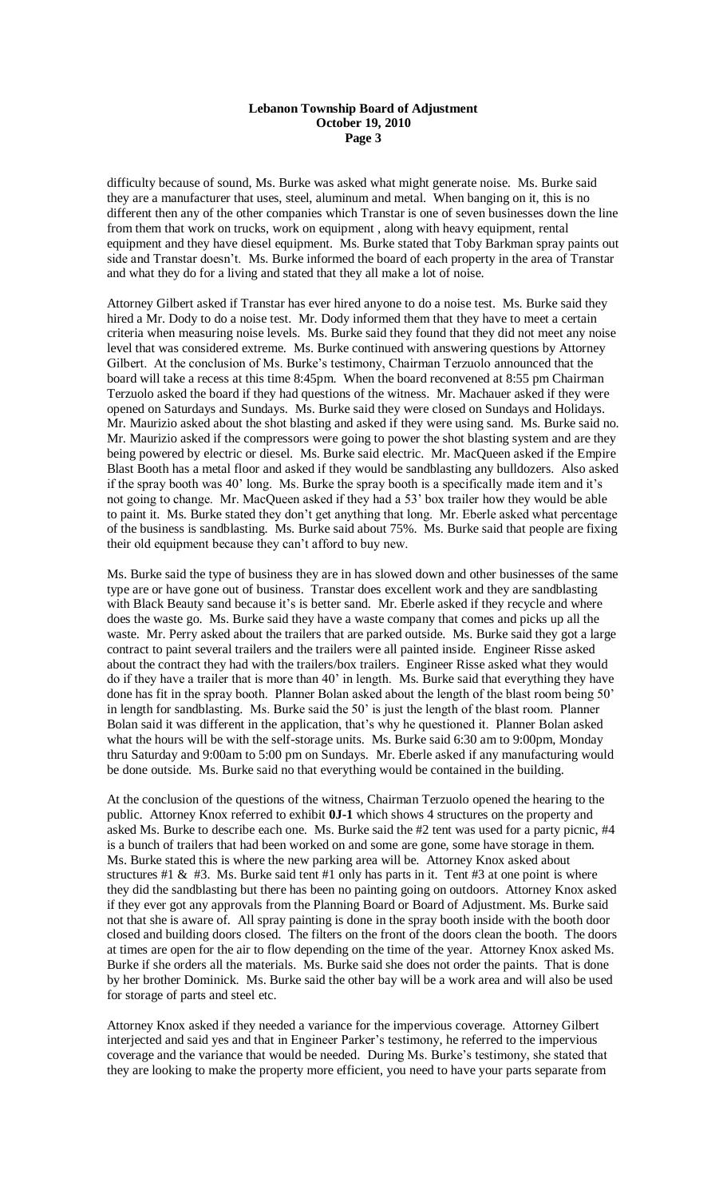difficulty because of sound, Ms. Burke was asked what might generate noise. Ms. Burke said they are a manufacturer that uses, steel, aluminum and metal. When banging on it, this is no different then any of the other companies which Transtar is one of seven businesses down the line from them that work on trucks, work on equipment , along with heavy equipment, rental equipment and they have diesel equipment. Ms. Burke stated that Toby Barkman spray paints out side and Transtar doesn't. Ms. Burke informed the board of each property in the area of Transtar and what they do for a living and stated that they all make a lot of noise.

Attorney Gilbert asked if Transtar has ever hired anyone to do a noise test. Ms. Burke said they hired a Mr. Dody to do a noise test. Mr. Dody informed them that they have to meet a certain criteria when measuring noise levels. Ms. Burke said they found that they did not meet any noise level that was considered extreme. Ms. Burke continued with answering questions by Attorney Gilbert. At the conclusion of Ms. Burke's testimony, Chairman Terzuolo announced that the board will take a recess at this time 8:45pm. When the board reconvened at 8:55 pm Chairman Terzuolo asked the board if they had questions of the witness. Mr. Machauer asked if they were opened on Saturdays and Sundays. Ms. Burke said they were closed on Sundays and Holidays. Mr. Maurizio asked about the shot blasting and asked if they were using sand. Ms. Burke said no. Mr. Maurizio asked if the compressors were going to power the shot blasting system and are they being powered by electric or diesel. Ms. Burke said electric. Mr. MacQueen asked if the Empire Blast Booth has a metal floor and asked if they would be sandblasting any bulldozers. Also asked if the spray booth was 40' long. Ms. Burke the spray booth is a specifically made item and it's not going to change. Mr. MacQueen asked if they had a 53' box trailer how they would be able to paint it. Ms. Burke stated they don't get anything that long. Mr. Eberle asked what percentage of the business is sandblasting. Ms. Burke said about 75%. Ms. Burke said that people are fixing their old equipment because they can't afford to buy new.

Ms. Burke said the type of business they are in has slowed down and other businesses of the same type are or have gone out of business. Transtar does excellent work and they are sandblasting with Black Beauty sand because it's is better sand. Mr. Eberle asked if they recycle and where does the waste go. Ms. Burke said they have a waste company that comes and picks up all the waste. Mr. Perry asked about the trailers that are parked outside. Ms. Burke said they got a large contract to paint several trailers and the trailers were all painted inside. Engineer Risse asked about the contract they had with the trailers/box trailers. Engineer Risse asked what they would do if they have a trailer that is more than 40' in length. Ms. Burke said that everything they have done has fit in the spray booth. Planner Bolan asked about the length of the blast room being 50' in length for sandblasting. Ms. Burke said the 50' is just the length of the blast room. Planner Bolan said it was different in the application, that's why he questioned it. Planner Bolan asked what the hours will be with the self-storage units. Ms. Burke said 6:30 am to 9:00pm, Monday thru Saturday and 9:00am to 5:00 pm on Sundays. Mr. Eberle asked if any manufacturing would be done outside. Ms. Burke said no that everything would be contained in the building.

At the conclusion of the questions of the witness, Chairman Terzuolo opened the hearing to the public. Attorney Knox referred to exhibit **0J-1** which shows 4 structures on the property and asked Ms. Burke to describe each one. Ms. Burke said the #2 tent was used for a party picnic, #4 is a bunch of trailers that had been worked on and some are gone, some have storage in them. Ms. Burke stated this is where the new parking area will be. Attorney Knox asked about structures #1 & #3. Ms. Burke said tent #1 only has parts in it. Tent #3 at one point is where they did the sandblasting but there has been no painting going on outdoors. Attorney Knox asked if they ever got any approvals from the Planning Board or Board of Adjustment. Ms. Burke said not that she is aware of. All spray painting is done in the spray booth inside with the booth door closed and building doors closed. The filters on the front of the doors clean the booth. The doors at times are open for the air to flow depending on the time of the year. Attorney Knox asked Ms. Burke if she orders all the materials. Ms. Burke said she does not order the paints. That is done by her brother Dominick. Ms. Burke said the other bay will be a work area and will also be used for storage of parts and steel etc.

Attorney Knox asked if they needed a variance for the impervious coverage. Attorney Gilbert interjected and said yes and that in Engineer Parker's testimony, he referred to the impervious coverage and the variance that would be needed. During Ms. Burke's testimony, she stated that they are looking to make the property more efficient, you need to have your parts separate from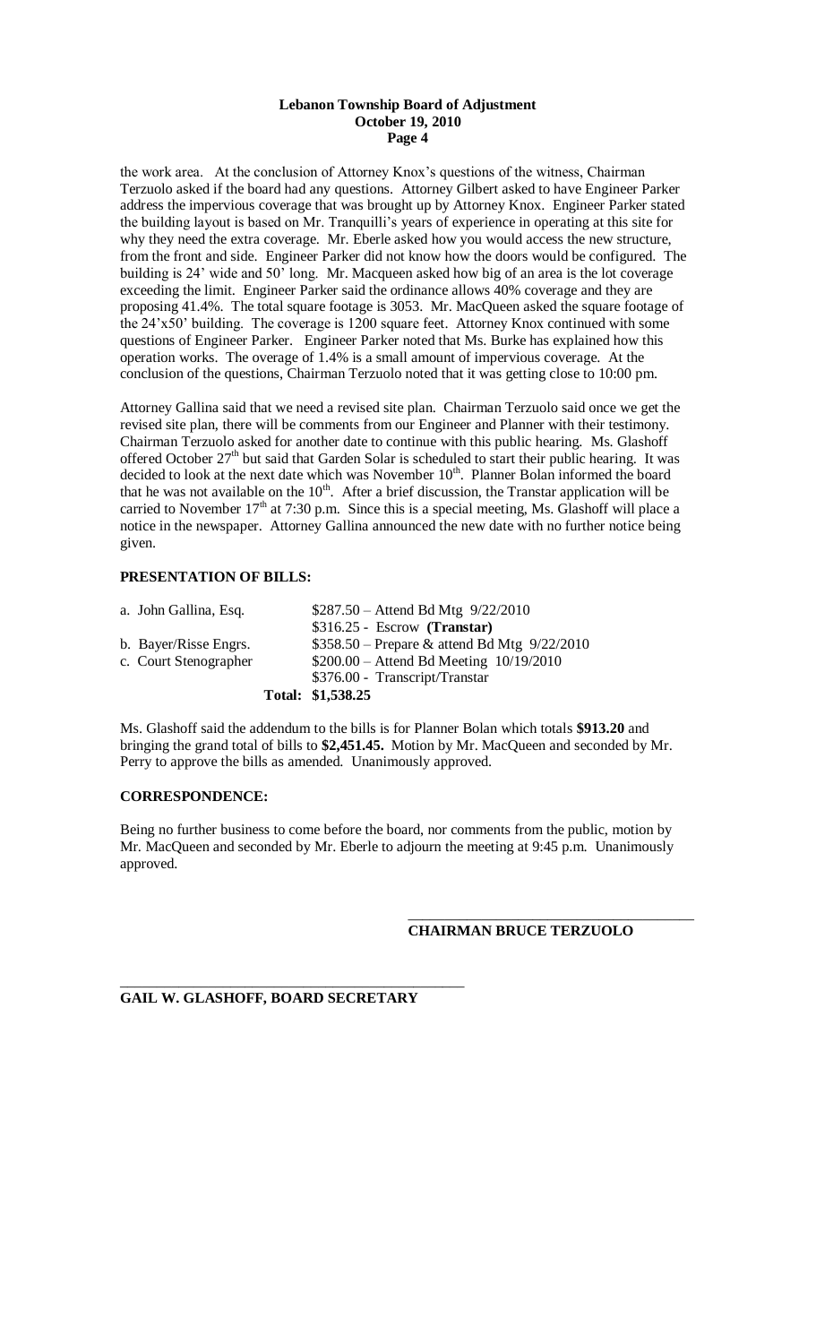the work area. At the conclusion of Attorney Knox's questions of the witness, Chairman Terzuolo asked if the board had any questions. Attorney Gilbert asked to have Engineer Parker address the impervious coverage that was brought up by Attorney Knox. Engineer Parker stated the building layout is based on Mr. Tranquilli's years of experience in operating at this site for why they need the extra coverage. Mr. Eberle asked how you would access the new structure, from the front and side. Engineer Parker did not know how the doors would be configured. The building is 24' wide and 50' long. Mr. Macqueen asked how big of an area is the lot coverage exceeding the limit. Engineer Parker said the ordinance allows 40% coverage and they are proposing 41.4%. The total square footage is 3053. Mr. MacQueen asked the square footage of the 24'x50' building. The coverage is 1200 square feet. Attorney Knox continued with some questions of Engineer Parker. Engineer Parker noted that Ms. Burke has explained how this operation works. The average of 1.4% is a small amount of impervious coverage. At the conclusion of the questions, Chairman Terzuolo noted that it was getting close to 10:00 pm.

Attorney Gallina said that we need a revised site plan. Chairman Terzuolo said once we get the revised site plan, there will be comments from our Engineer and Planner with their testimony. Chairman Terzuolo asked for another date to continue with this public hearing. Ms. Glashoff offered October 27th but said that Garden Solar is scheduled to start their public hearing. It was decided to look at the next date which was November 10th. Planner Bolan informed the board that he was not available on the 10th. After a brief discussion, the Transtar application will be carried to November 17th at 7:30 p.m. Since this is a special meeting, Ms. Glashoff will place a notice in the newspaper. Attorney Gallina announced the new date with no further notice being given.

## PRESENTATION OF BILLS:

| | |
|---|---|
| a. John Gallina, Esq. | $287.50 – Attend Bd Mtg 9/22/2010 |
| | $316.25 - Escrow **(Transtar)** |
| b. Bayer/Risse Engrs. | $358.50 – Prepare & attend Bd Mtg 9/22/2010 |
| c. Court Stenographer | $200.00 – Attend Bd Meeting 10/19/2010 |
| | $376.00 - Transcript/Transtar |
| | **Total: $1,538.25** |

Ms. Glashoff said the addendum to the bills is for Planner Bolan which totals **$913.20** and bringing the grand total of bills to **$2,451.45.** Motion by Mr. MacQueen and seconded by Mr. Perry to approve the bills as amended. Unanimously approved.

## CORRESPONDENCE:

Being no further business to come before the board, nor comments from the public, motion by Mr. MacQueen and seconded by Mr. Eberle to adjourn the meeting at 9:45 p.m. Unanimously approved.

\_\_\_\_\_\_\_\_\_\_\_\_\_\_\_\_\_\_\_\_\_\_\_\_\_\_\_\_\_\_\_\_\_\_\_\_\_\_\_\_
**CHAIRMAN BRUCE TERZUOLO**

\_\_\_\_\_\_\_\_\_\_\_\_\_\_\_\_\_\_\_\_\_\_\_\_\_\_\_\_\_\_\_\_\_\_\_\_\_\_\_\_
**GAIL W. GLASHOFF, BOARD SECRETARY**